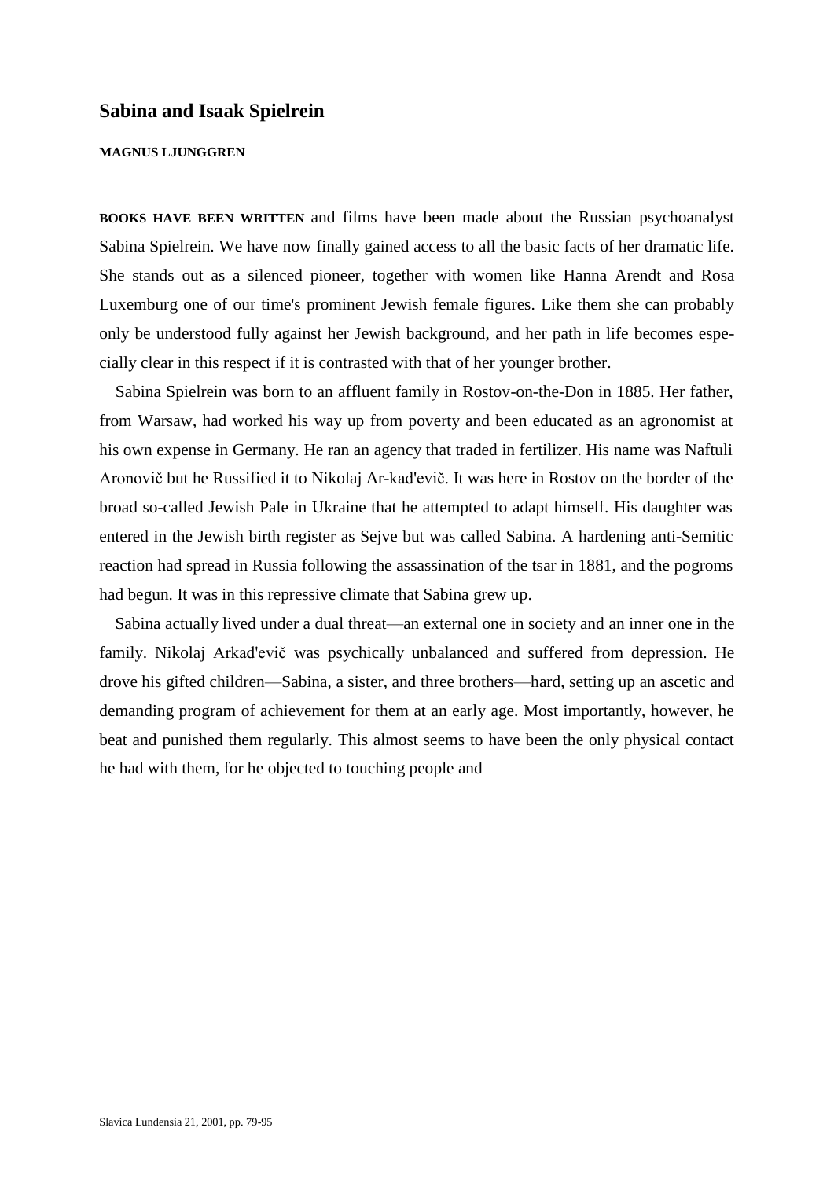# Sabina and Isaak Spielrein

**MAGNUS LJUNGGREN**

**BOOKS HAVE BEEN WRITTEN** and films have been made about the Russian psychoanalyst Sabina Spielrein. We have now finally gained access to all the basic facts of her dramatic life. She stands out as a silenced pioneer, together with women like Hanna Arendt and Rosa Luxemburg one of our time's prominent Jewish female figures. Like them she can probably only be understood fully against her Jewish background, and her path in life becomes especially clear in this respect if it is contrasted with that of her younger brother.

Sabina Spielrein was born to an affluent family in Rostov-on-the-Don in 1885. Her father, from Warsaw, had worked his way up from poverty and been educated as an agronomist at his own expense in Germany. He ran an agency that traded in fertilizer. His name was Naftuli Aronovič but he Russified it to Nikolaj Ar-kad'evič. It was here in Rostov on the border of the broad so-called Jewish Pale in Ukraine that he attempted to adapt himself. His daughter was entered in the Jewish birth register as Sejve but was called Sabina. A hardening anti-Semitic reaction had spread in Russia following the assassination of the tsar in 1881, and the pogroms had begun. It was in this repressive climate that Sabina grew up.

Sabina actually lived under a dual threat—an external one in society and an inner one in the family. Nikolaj Arkad'evič was psychically unbalanced and suffered from depression. He drove his gifted children—Sabina, a sister, and three brothers—hard, setting up an ascetic and demanding program of achievement for them at an early age. Most importantly, however, he beat and punished them regularly. This almost seems to have been the only physical contact he had with them, for he objected to touching people and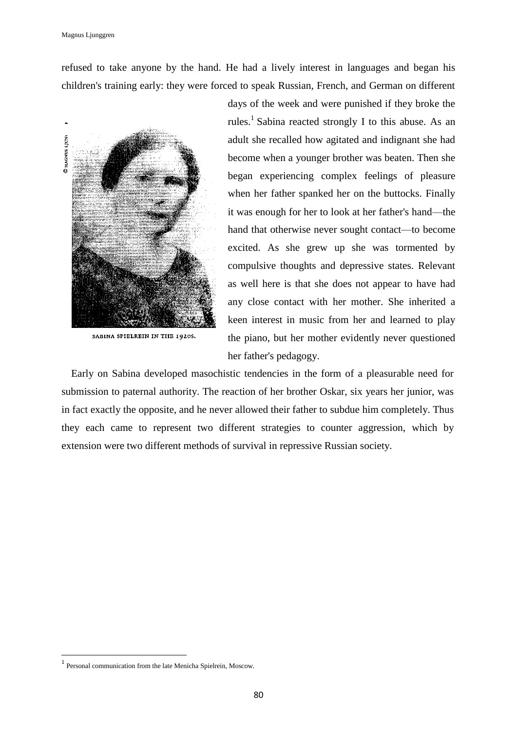refused to take anyone by the hand. He had a lively interest in languages and began his children's training early: they were forced to speak Russian, French, and German on different days of the week and were punished if they broke the rules.[1] Sabina reacted strongly I to this abuse. As an adult she recalled how agitated and indignant she had become when a younger brother was beaten. Then she began experiencing complex feelings of pleasure when her father spanked her on the buttocks. Finally it was enough for her to look at her father's hand—the hand that otherwise never sought contact—to become excited. As she grew up she was tormented by compulsive thoughts and depressive states. Relevant as well here is that she does not appear to have had any close contact with her mother. She inherited a keen interest in music from her and learned to play the piano, but her mother evidently never questioned her father's pedagogy.

SABINA SPIELREIN IN THE 1920S.

Early on Sabina developed masochistic tendencies in the form of a pleasurable need for submission to paternal authority. The reaction of her brother Oskar, six years her junior, was in fact exactly the opposite, and he never allowed their father to subdue him completely. Thus they each came to represent two different strategies to counter aggression, which by extension were two different methods of survival in repressive Russian society.

[1] Personal communication from the late Menicha Spielrein, Moscow.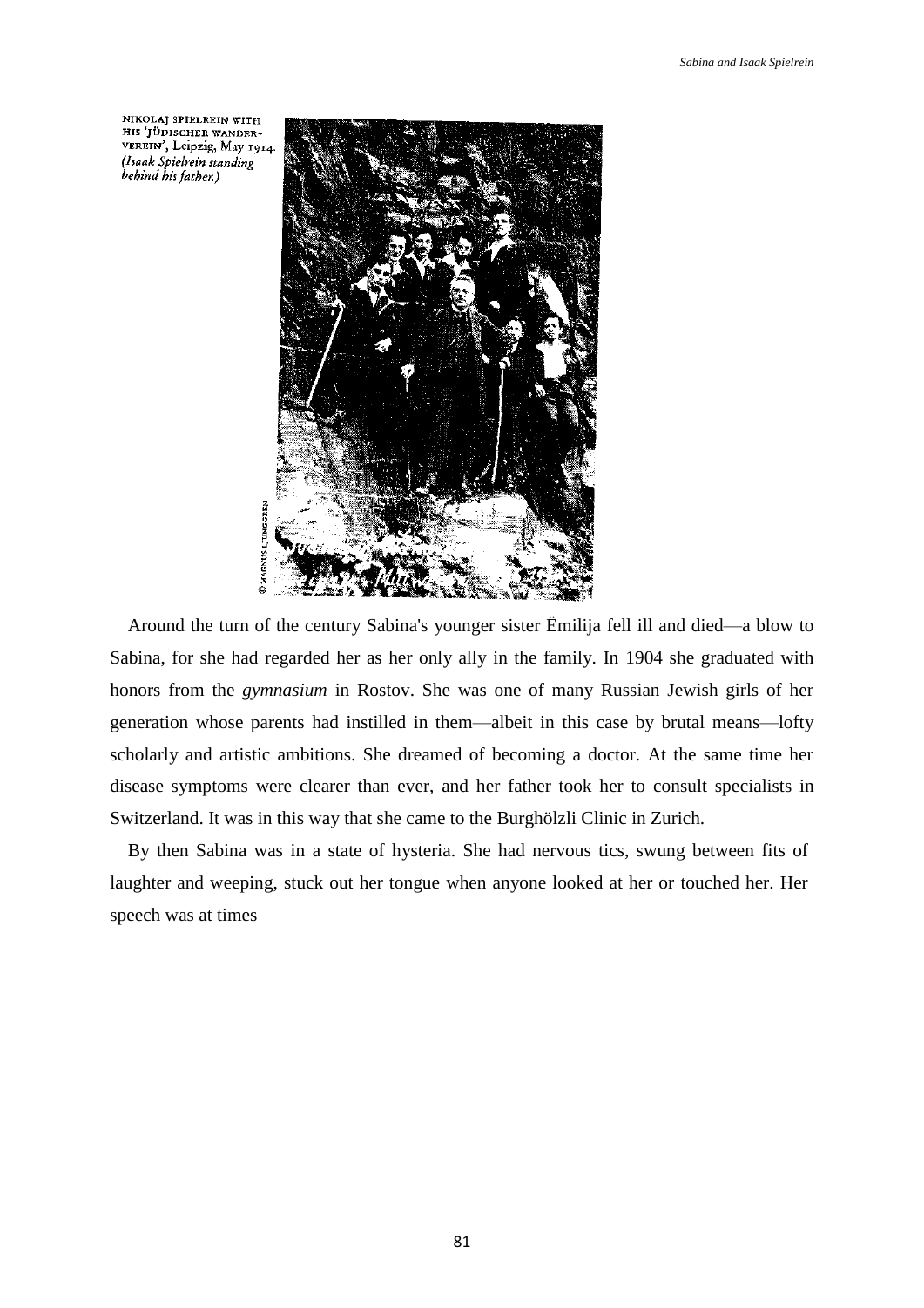NIKOLAJ SPIELREIN WITH HIS 'JÜDISCHER WANDER-VEREIN', Leipzig, May 1914. *(Isaak Spielrein standing behind his father.)*

© MAGNUS LJUNGGREN

Around the turn of the century Sabina's younger sister Ëmilija fell ill and died—a blow to Sabina, for she had regarded her as her only ally in the family. In 1904 she graduated with honors from the *gymnasium* in Rostov. She was one of many Russian Jewish girls of her generation whose parents had instilled in them—albeit in this case by brutal means—lofty scholarly and artistic ambitions. She dreamed of becoming a doctor. At the same time her disease symptoms were clearer than ever, and her father took her to consult specialists in Switzerland. It was in this way that she came to the Burghölzli Clinic in Zurich.

By then Sabina was in a state of hysteria. She had nervous tics, swung between fits of laughter and weeping, stuck out her tongue when anyone looked at her or touched her. Her speech was at times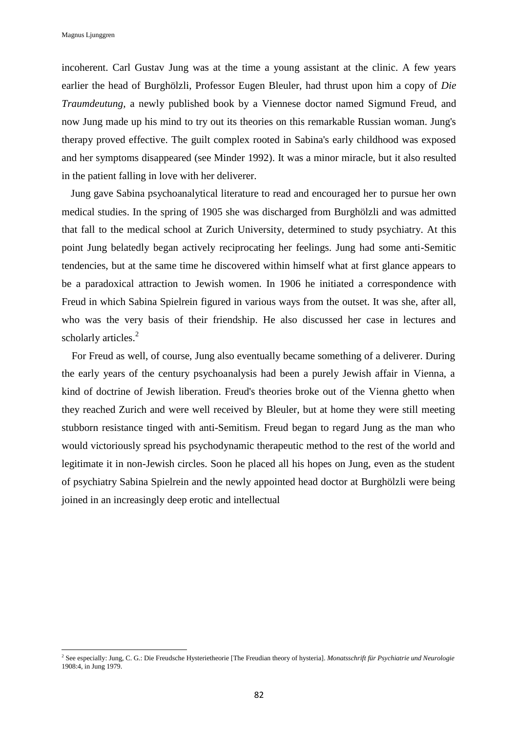incoherent. Carl Gustav Jung was at the time a young assistant at the clinic. A few years earlier the head of Burghölzli, Professor Eugen Bleuler, had thrust upon him a copy of *Die Traumdeutung,* a newly published book by a Viennese doctor named Sigmund Freud, and now Jung made up his mind to try out its theories on this remarkable Russian woman. Jung's therapy proved effective. The guilt complex rooted in Sabina's early childhood was exposed and her symptoms disappeared (see Minder 1992). It was a minor miracle, but it also resulted in the patient falling in love with her deliverer.

Jung gave Sabina psychoanalytical literature to read and encouraged her to pursue her own medical studies. In the spring of 1905 she was discharged from Burghölzli and was admitted that fall to the medical school at Zurich University, determined to study psychiatry. At this point Jung belatedly began actively reciprocating her feelings. Jung had some anti-Semitic tendencies, but at the same time he discovered within himself what at first glance appears to be a paradoxical attraction to Jewish women. In 1906 he initiated a correspondence with Freud in which Sabina Spielrein figured in various ways from the outset. It was she, after all, who was the very basis of their friendship. He also discussed her case in lectures and scholarly articles.[2]

For Freud as well, of course, Jung also eventually became something of a deliverer. During the early years of the century psychoanalysis had been a purely Jewish affair in Vienna, a kind of doctrine of Jewish liberation. Freud's theories broke out of the Vienna ghetto when they reached Zurich and were well received by Bleuler, but at home they were still meeting stubborn resistance tinged with anti-Semitism. Freud began to regard Jung as the man who would victoriously spread his psychodynamic therapeutic method to the rest of the world and legitimate it in non-Jewish circles. Soon he placed all his hopes on Jung, even as the student of psychiatry Sabina Spielrein and the newly appointed head doctor at Burghölzli were being joined in an increasingly deep erotic and intellectual

---

[2] See especially: Jung, C. G.: Die Freudsche Hysterietheorie [The Freudian theory of hysteria]. *Monatsschrift für Psychiatrie und Neurologie* 1908:4, in Jung 1979.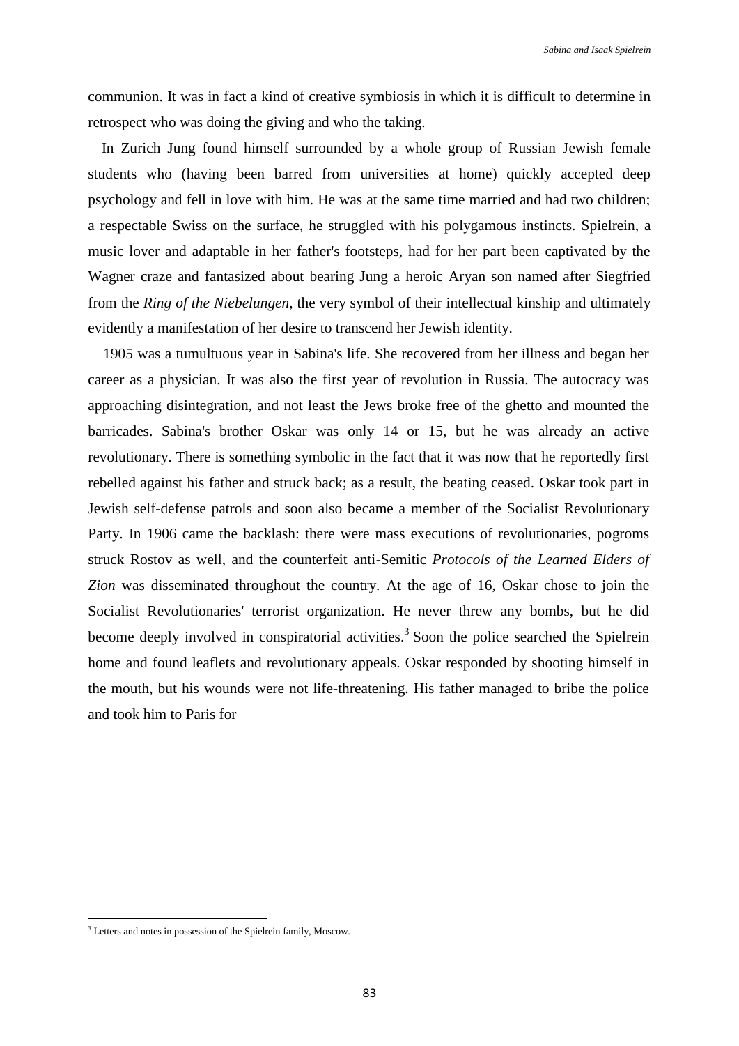communion. It was in fact a kind of creative symbiosis in which it is difficult to determine in retrospect who was doing the giving and who the taking.

In Zurich Jung found himself surrounded by a whole group of Russian Jewish female students who (having been barred from universities at home) quickly accepted deep psychology and fell in love with him. He was at the same time married and had two children; a respectable Swiss on the surface, he struggled with his polygamous instincts. Spielrein, a music lover and adaptable in her father's footsteps, had for her part been captivated by the Wagner craze and fantasized about bearing Jung a heroic Aryan son named after Siegfried from the *Ring of the Niebelungen*, the very symbol of their intellectual kinship and ultimately evidently a manifestation of her desire to transcend her Jewish identity.

1905 was a tumultuous year in Sabina's life. She recovered from her illness and began her career as a physician. It was also the first year of revolution in Russia. The autocracy was approaching disintegration, and not least the Jews broke free of the ghetto and mounted the barricades. Sabina's brother Oskar was only 14 or 15, but he was already an active revolutionary. There is something symbolic in the fact that it was now that he reportedly first rebelled against his father and struck back; as a result, the beating ceased. Oskar took part in Jewish self-defense patrols and soon also became a member of the Socialist Revolutionary Party. In 1906 came the backlash: there were mass executions of revolutionaries, pogroms struck Rostov as well, and the counterfeit anti-Semitic *Protocols of the Learned Elders of Zion* was disseminated throughout the country. At the age of 16, Oskar chose to join the Socialist Revolutionaries' terrorist organization. He never threw any bombs, but he did become deeply involved in conspiratorial activities.[3] Soon the police searched the Spielrein home and found leaflets and revolutionary appeals. Oskar responded by shooting himself in the mouth, but his wounds were not life-threatening. His father managed to bribe the police and took him to Paris for

[3] Letters and notes in possession of the Spielrein family, Moscow.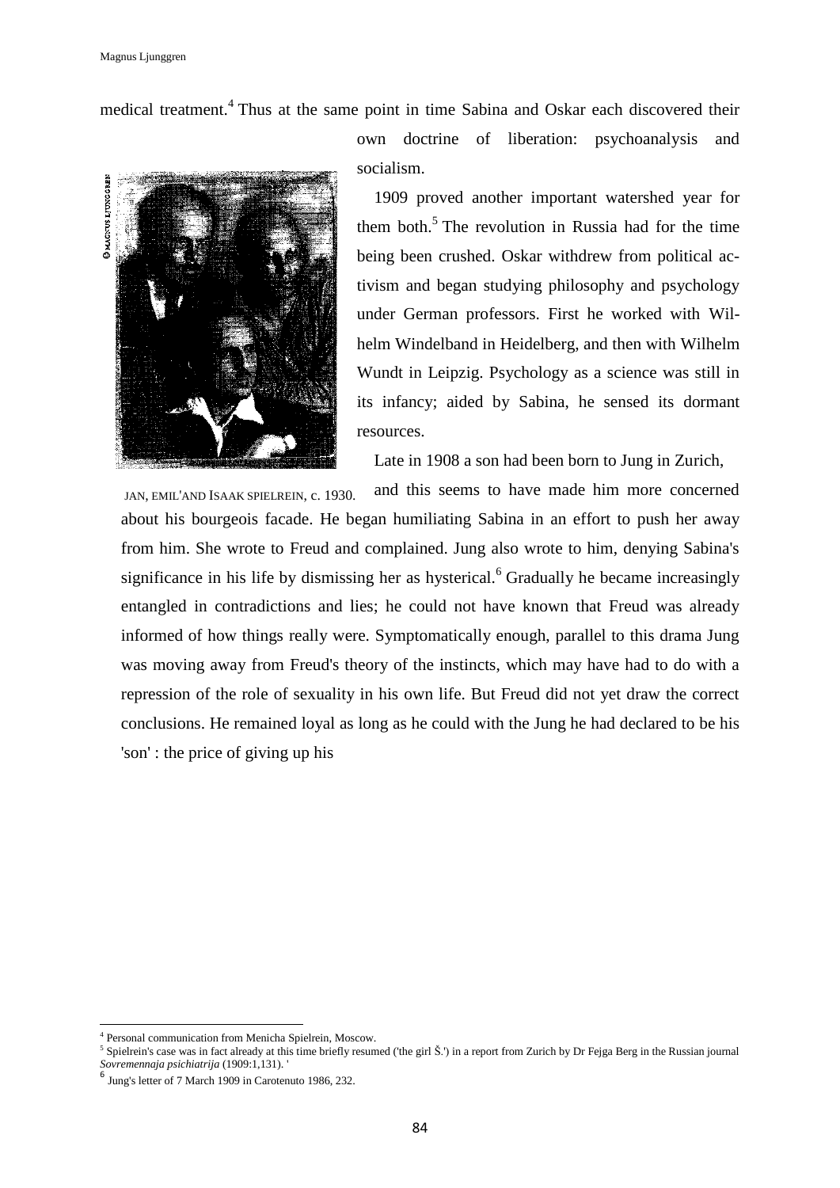medical treatment.[4] Thus at the same point in time Sabina and Oskar each discovered their own doctrine of liberation: psychoanalysis and socialism.

1909 proved another important watershed year for them both.[5] The revolution in Russia had for the time being been crushed. Oskar withdrew from political activism and began studying philosophy and psychology under German professors. First he worked with Wilhelm Windelband in Heidelberg, and then with Wilhelm Wundt in Leipzig. Psychology as a science was still in its infancy; aided by Sabina, he sensed its dormant resources.

JAN, EMIL'AND ISAAK SPIELREIN, c. 1930.

Late in 1908 a son had been born to Jung in Zurich, and this seems to have made him more concerned about his bourgeois facade. He began humiliating Sabina in an effort to push her away from him. She wrote to Freud and complained. Jung also wrote to him, denying Sabina's significance in his life by dismissing her as hysterical.[6] Gradually he became increasingly entangled in contradictions and lies; he could not have known that Freud was already informed of how things really were. Symptomatically enough, parallel to this drama Jung was moving away from Freud's theory of the instincts, which may have had to do with a repression of the role of sexuality in his own life. But Freud did not yet draw the correct conclusions. He remained loyal as long as he could with the Jung he had declared to be his 'son' : the price of giving up his

---

[4] Personal communication from Menicha Spielrein, Moscow.

[5] Spielrein's case was in fact already at this time briefly resumed ('the girl Š.') in a report from Zurich by Dr Fejga Berg in the Russian journal *Sovremennaja psichiatrija* (1909:1,131). '

[6] Jung's letter of 7 March 1909 in Carotenuto 1986, 232.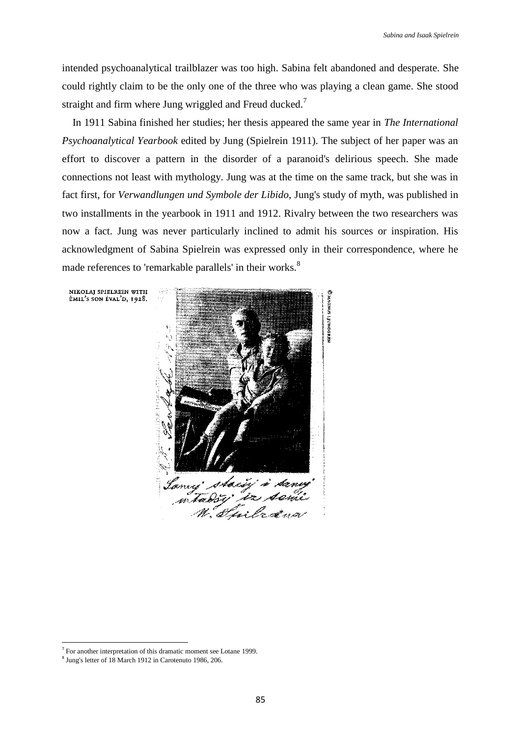intended psychoanalytical trailblazer was too high. Sabina felt abandoned and desperate. She could rightly claim to be the only one of the three who was playing a clean game. She stood straight and firm where Jung wriggled and Freud ducked.[7]

In 1911 Sabina finished her studies; her thesis appeared the same year in *The International Psychoanalytical Yearbook* edited by Jung (Spielrein 1911). The subject of her paper was an effort to discover a pattern in the disorder of a paranoid's delirious speech. She made connections not least with mythology. Jung was at the time on the same track, but she was in fact first, for *Verwandlungen und Symbole der Libido*, Jung's study of myth, was published in two installments in the yearbook in 1911 and 1912. Rivalry between the two researchers was now a fact. Jung was never particularly inclined to admit his sources or inspiration. His acknowledgment of Sabina Spielrein was expressed only in their correspondence, where he made references to 'remarkable parallels' in their works.[8]

NIKOLAJ SPIELREIN WITH ÈMIL'S SON ÈVAL'D, 1928.

[7] For another interpretation of this dramatic moment see Lotane 1999.

[8] Jung's letter of 18 March 1912 in Carotenuto 1986, 206.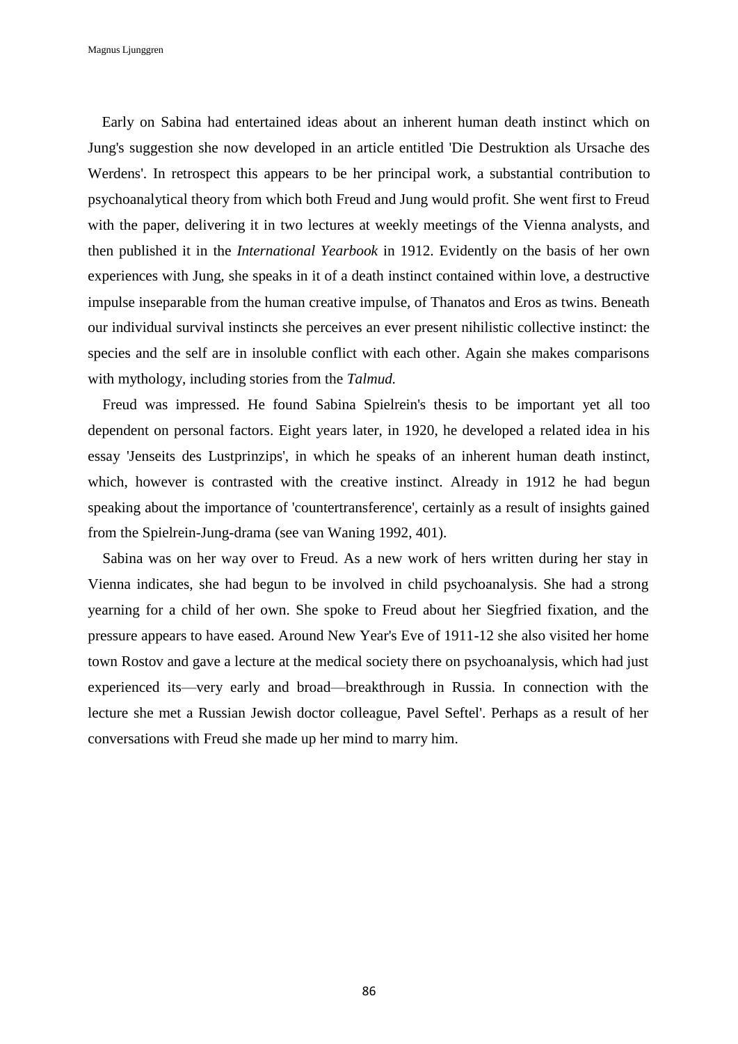Early on Sabina had entertained ideas about an inherent human death instinct which on Jung's suggestion she now developed in an article entitled 'Die Destruktion als Ursache des Werdens'. In retrospect this appears to be her principal work, a substantial contribution to psychoanalytical theory from which both Freud and Jung would profit. She went first to Freud with the paper, delivering it in two lectures at weekly meetings of the Vienna analysts, and then published it in the *International Yearbook* in 1912. Evidently on the basis of her own experiences with Jung, she speaks in it of a death instinct contained within love, a destructive impulse inseparable from the human creative impulse, of Thanatos and Eros as twins. Beneath our individual survival instincts she perceives an ever present nihilistic collective instinct: the species and the self are in insoluble conflict with each other. Again she makes comparisons with mythology, including stories from the *Talmud.*

Freud was impressed. He found Sabina Spielrein's thesis to be important yet all too dependent on personal factors. Eight years later, in 1920, he developed a related idea in his essay 'Jenseits des Lustprinzips', in which he speaks of an inherent human death instinct, which, however is contrasted with the creative instinct. Already in 1912 he had begun speaking about the importance of 'countertransference', certainly as a result of insights gained from the Spielrein-Jung-drama (see van Waning 1992, 401).

Sabina was on her way over to Freud. As a new work of hers written during her stay in Vienna indicates, she had begun to be involved in child psychoanalysis. She had a strong yearning for a child of her own. She spoke to Freud about her Siegfried fixation, and the pressure appears to have eased. Around New Year's Eve of 1911-12 she also visited her home town Rostov and gave a lecture at the medical society there on psychoanalysis, which had just experienced its—very early and broad—breakthrough in Russia. In connection with the lecture she met a Russian Jewish doctor colleague, Pavel Seftel'. Perhaps as a result of her conversations with Freud she made up her mind to marry him.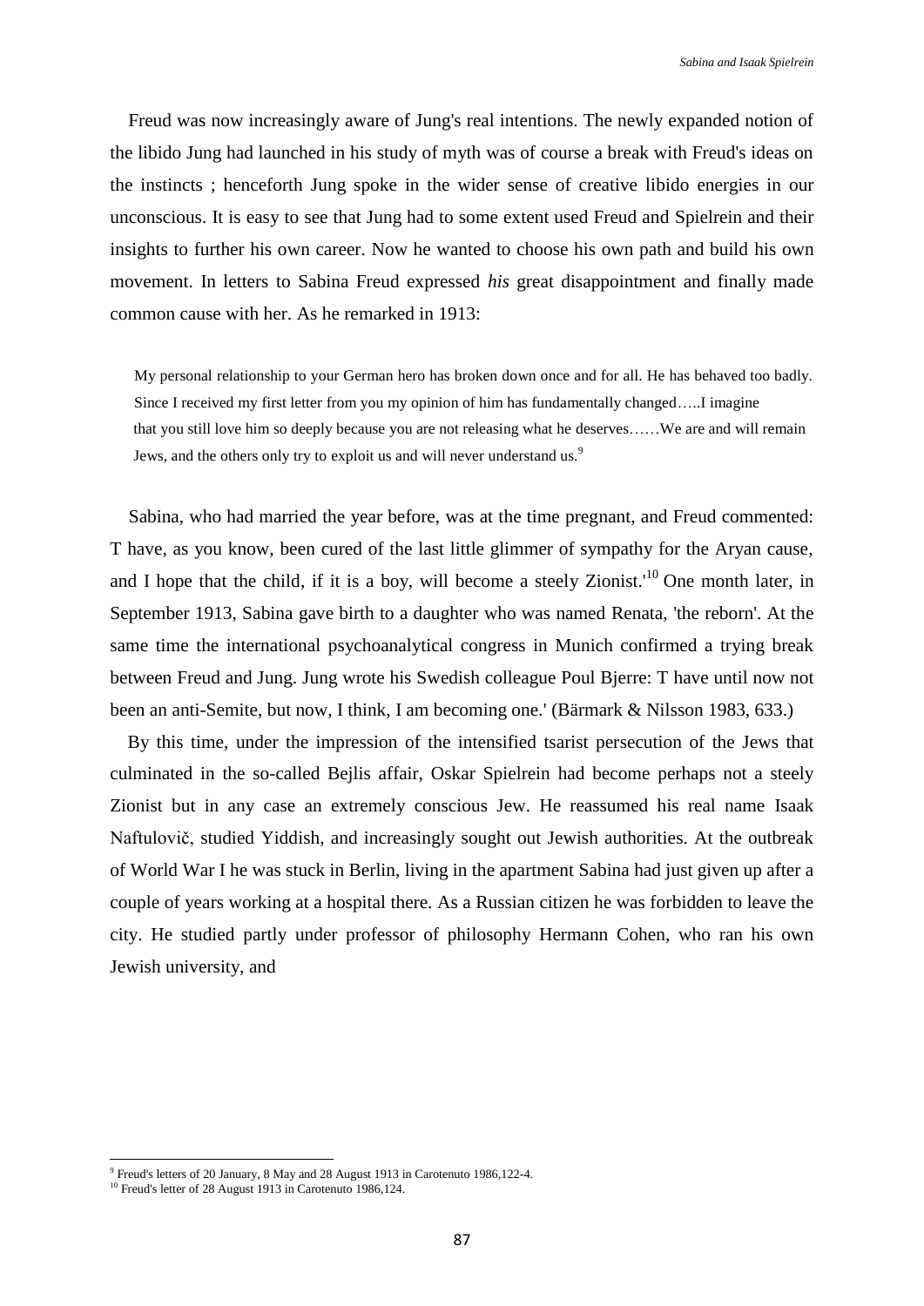Freud was now increasingly aware of Jung's real intentions. The newly expanded notion of the libido Jung had launched in his study of myth was of course a break with Freud's ideas on the instincts ; henceforth Jung spoke in the wider sense of creative libido energies in our unconscious. It is easy to see that Jung had to some extent used Freud and Spielrein and their insights to further his own career. Now he wanted to choose his own path and build his own movement. In letters to Sabina Freud expressed *his* great disappointment and finally made common cause with her. As he remarked in 1913:

> My personal relationship to your German hero has broken down once and for all. He has behaved too badly. Since I received my first letter from you my opinion of him has fundamentally changed…..I imagine that you still love him so deeply because you are not releasing what he deserves……We are and will remain Jews, and the others only try to exploit us and will never understand us.[9]

Sabina, who had married the year before, was at the time pregnant, and Freud commented: T have, as you know, been cured of the last little glimmer of sympathy for the Aryan cause, and I hope that the child, if it is a boy, will become a steely Zionist.'[10] One month later, in September 1913, Sabina gave birth to a daughter who was named Renata, 'the reborn'. At the same time the international psychoanalytical congress in Munich confirmed a trying break between Freud and Jung. Jung wrote his Swedish colleague Poul Bjerre: T have until now not been an anti-Semite, but now, I think, I am becoming one.' (Bärmark & Nilsson 1983, 633.)

By this time, under the impression of the intensified tsarist persecution of the Jews that culminated in the so-called Bejlis affair, Oskar Spielrein had become perhaps not a steely Zionist but in any case an extremely conscious Jew. He reassumed his real name Isaak Naftulovič, studied Yiddish, and increasingly sought out Jewish authorities. At the outbreak of World War I he was stuck in Berlin, living in the apartment Sabina had just given up after a couple of years working at a hospital there. As a Russian citizen he was forbidden to leave the city. He studied partly under professor of philosophy Hermann Cohen, who ran his own Jewish university, and

[9] Freud's letters of 20 January, 8 May and 28 August 1913 in Carotenuto 1986,122-4.

[10] Freud's letter of 28 August 1913 in Carotenuto 1986,124.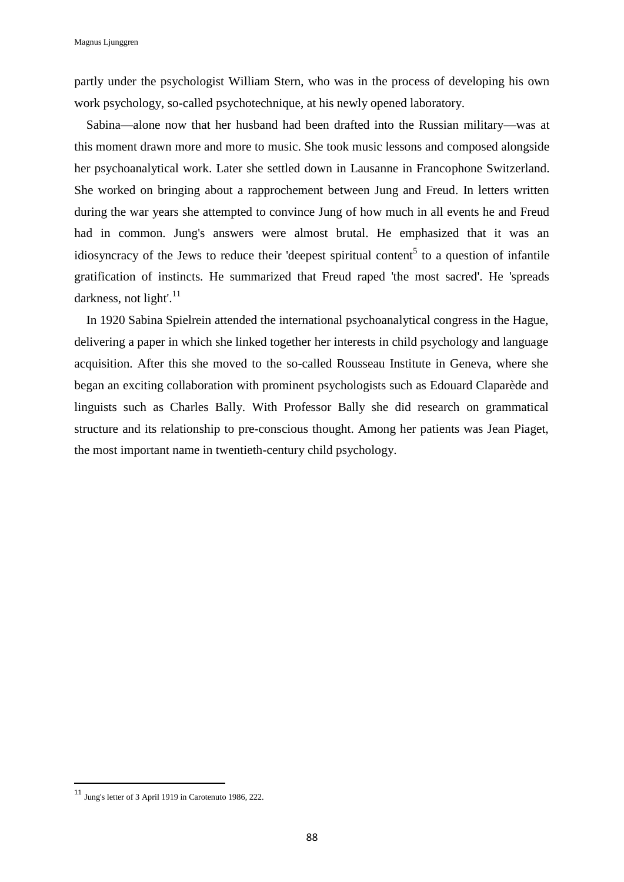partly under the psychologist William Stern, who was in the process of developing his own work psychology, so-called psychotechnique, at his newly opened laboratory.

Sabina—alone now that her husband had been drafted into the Russian military—was at this moment drawn more and more to music. She took music lessons and composed alongside her psychoanalytical work. Later she settled down in Lausanne in Francophone Switzerland. She worked on bringing about a rapprochement between Jung and Freud. In letters written during the war years she attempted to convince Jung of how much in all events he and Freud had in common. Jung's answers were almost brutal. He emphasized that it was an idiosyncracy of the Jews to reduce their 'deepest spiritual content[5] to a question of infantile gratification of instincts. He summarized that Freud raped 'the most sacred'. He 'spreads darkness, not light'.[11]

In 1920 Sabina Spielrein attended the international psychoanalytical congress in the Hague, delivering a paper in which she linked together her interests in child psychology and language acquisition. After this she moved to the so-called Rousseau Institute in Geneva, where she began an exciting collaboration with prominent psychologists such as Edouard Claparède and linguists such as Charles Bally. With Professor Bally she did research on grammatical structure and its relationship to pre-conscious thought. Among her patients was Jean Piaget, the most important name in twentieth-century child psychology.

---

[11] Jung's letter of 3 April 1919 in Carotenuto 1986, 222.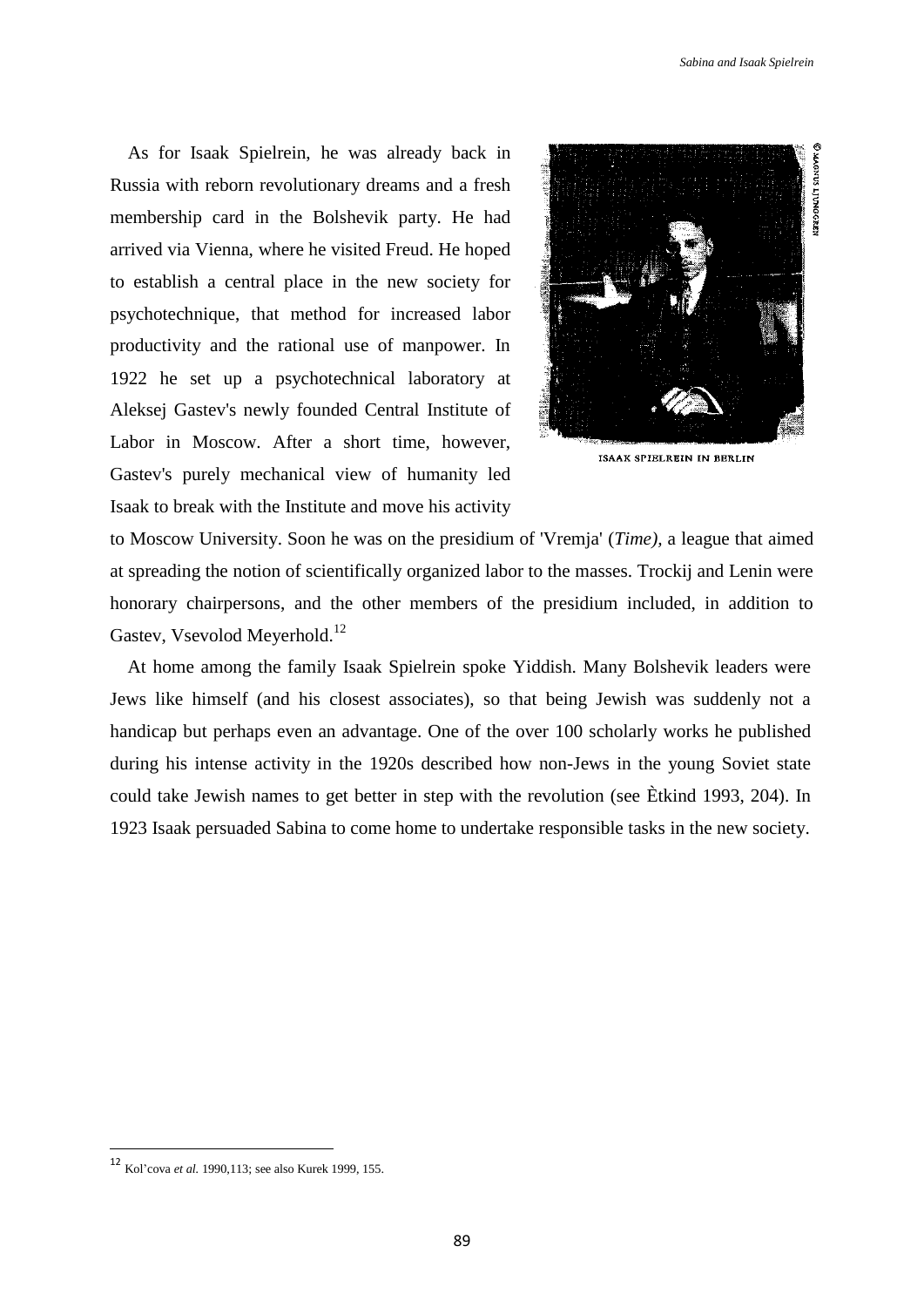As for Isaak Spielrein, he was already back in Russia with reborn revolutionary dreams and a fresh membership card in the Bolshevik party. He had arrived via Vienna, where he visited Freud. He hoped to establish a central place in the new society for psychotechnique, that method for increased labor productivity and the rational use of manpower. In 1922 he set up a psychotechnical laboratory at Aleksej Gastev's newly founded Central Institute of Labor in Moscow. After a short time, however, Gastev's purely mechanical view of humanity led Isaak to break with the Institute and move his activity to Moscow University. Soon he was on the presidium of 'Vremja' (*Time)*, a league that aimed at spreading the notion of scientifically organized labor to the masses. Trockij and Lenin were honorary chairpersons, and the other members of the presidium included, in addition to Gastev, Vsevolod Meyerhold.[12]

ISAAK SPIELREIN IN BERLIN

At home among the family Isaak Spielrein spoke Yiddish. Many Bolshevik leaders were Jews like himself (and his closest associates), so that being Jewish was suddenly not a handicap but perhaps even an advantage. One of the over 100 scholarly works he published during his intense activity in the 1920s described how non-Jews in the young Soviet state could take Jewish names to get better in step with the revolution (see Ètkind 1993, 204). In 1923 Isaak persuaded Sabina to come home to undertake responsible tasks in the new society.

[12] Kol'cova *et al.* 1990,113; see also Kurek 1999, 155.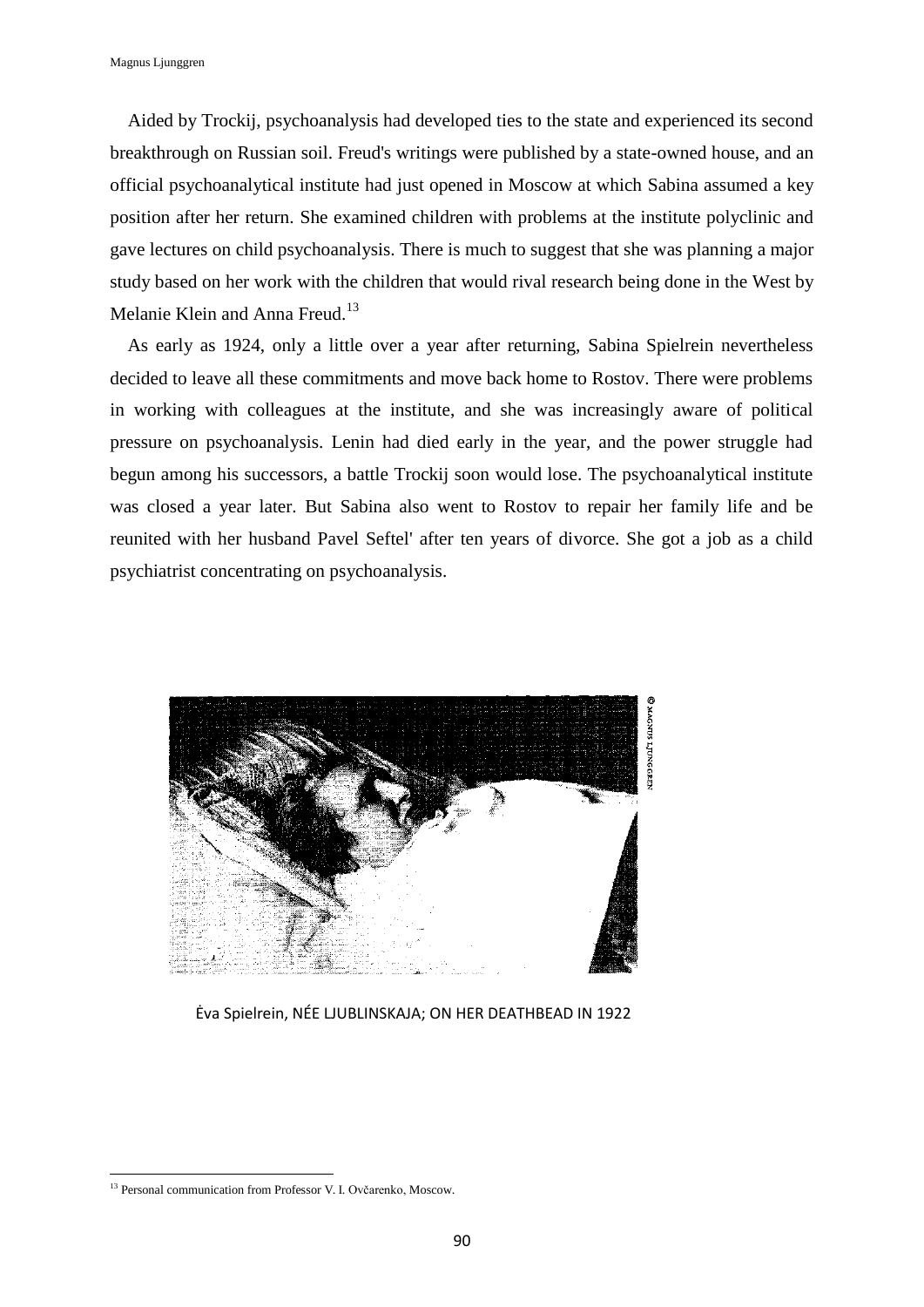Aided by Trockij, psychoanalysis had developed ties to the state and experienced its second breakthrough on Russian soil. Freud's writings were published by a state-owned house, and an official psychoanalytical institute had just opened in Moscow at which Sabina assumed a key position after her return. She examined children with problems at the institute polyclinic and gave lectures on child psychoanalysis. There is much to suggest that she was planning a major study based on her work with the children that would rival research being done in the West by Melanie Klein and Anna Freud.[13]

As early as 1924, only a little over a year after returning, Sabina Spielrein nevertheless decided to leave all these commitments and move back home to Rostov. There were problems in working with colleagues at the institute, and she was increasingly aware of political pressure on psychoanalysis. Lenin had died early in the year, and the power struggle had begun among his successors, a battle Trockij soon would lose. The psychoanalytical institute was closed a year later. But Sabina also went to Rostov to repair her family life and be reunited with her husband Pavel Seftel' after ten years of divorce. She got a job as a child psychiatrist concentrating on psychoanalysis.

© MAGNUS LJUNGGREN

Ėva Spielrein, NÉE LJUBLINSKAJA; ON HER DEATHBEAD IN 1922

[13] Personal communication from Professor V. I. Ovčarenko, Moscow.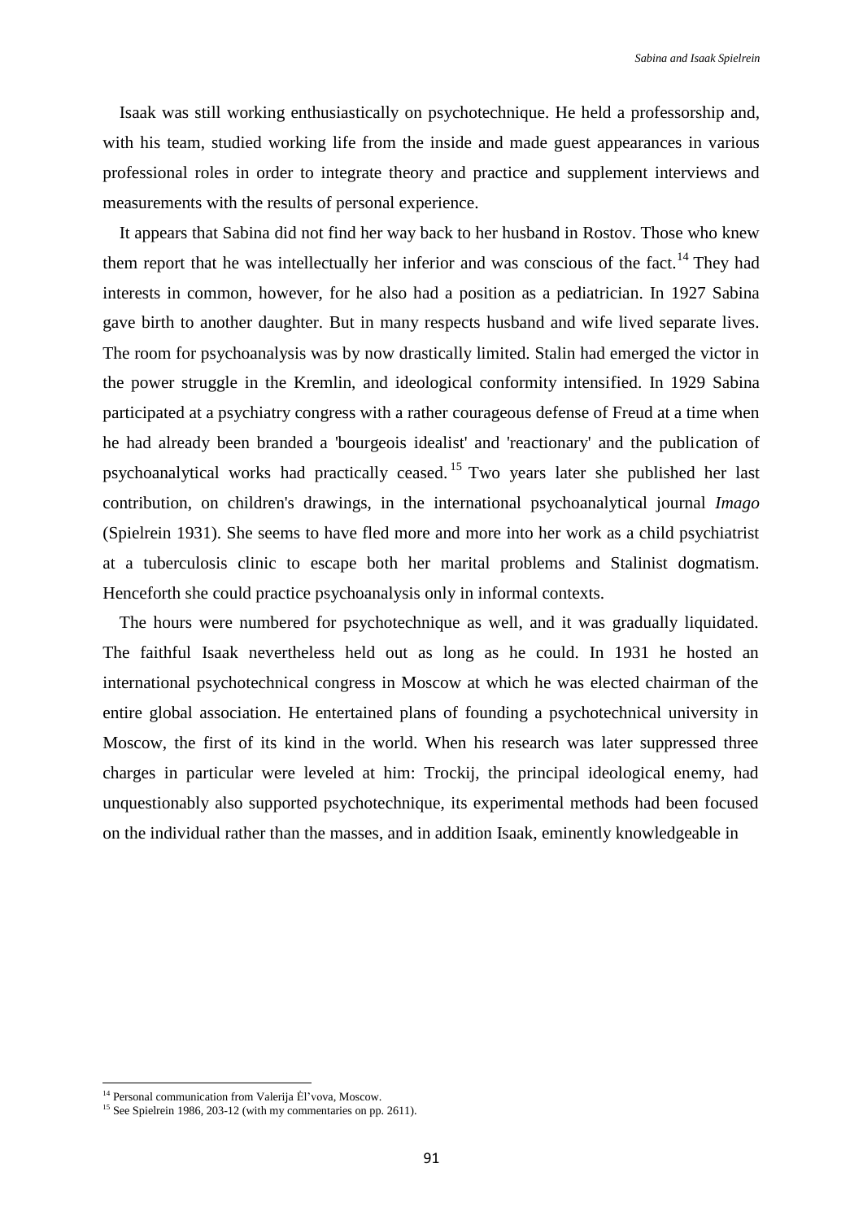Isaak was still working enthusiastically on psychotechnique. He held a professorship and, with his team, studied working life from the inside and made guest appearances in various professional roles in order to integrate theory and practice and supplement interviews and measurements with the results of personal experience.

It appears that Sabina did not find her way back to her husband in Rostov. Those who knew them report that he was intellectually her inferior and was conscious of the fact.[14] They had interests in common, however, for he also had a position as a pediatrician. In 1927 Sabina gave birth to another daughter. But in many respects husband and wife lived separate lives. The room for psychoanalysis was by now drastically limited. Stalin had emerged the victor in the power struggle in the Kremlin, and ideological conformity intensified. In 1929 Sabina participated at a psychiatry congress with a rather courageous defense of Freud at a time when he had already been branded a 'bourgeois idealist' and 'reactionary' and the publication of psychoanalytical works had practically ceased.[15] Two years later she published her last contribution, on children's drawings, in the international psychoanalytical journal *Imago* (Spielrein 1931). She seems to have fled more and more into her work as a child psychiatrist at a tuberculosis clinic to escape both her marital problems and Stalinist dogmatism. Henceforth she could practice psychoanalysis only in informal contexts.

The hours were numbered for psychotechnique as well, and it was gradually liquidated. The faithful Isaak nevertheless held out as long as he could. In 1931 he hosted an international psychotechnical congress in Moscow at which he was elected chairman of the entire global association. He entertained plans of founding a psychotechnical university in Moscow, the first of its kind in the world. When his research was later suppressed three charges in particular were leveled at him: Trockij, the principal ideological enemy, had unquestionably also supported psychotechnique, its experimental methods had been focused on the individual rather than the masses, and in addition Isaak, eminently knowledgeable in

---

[14] Personal communication from Valerija Ėl'vova, Moscow.

[15] See Spielrein 1986, 203-12 (with my commentaries on pp. 2611).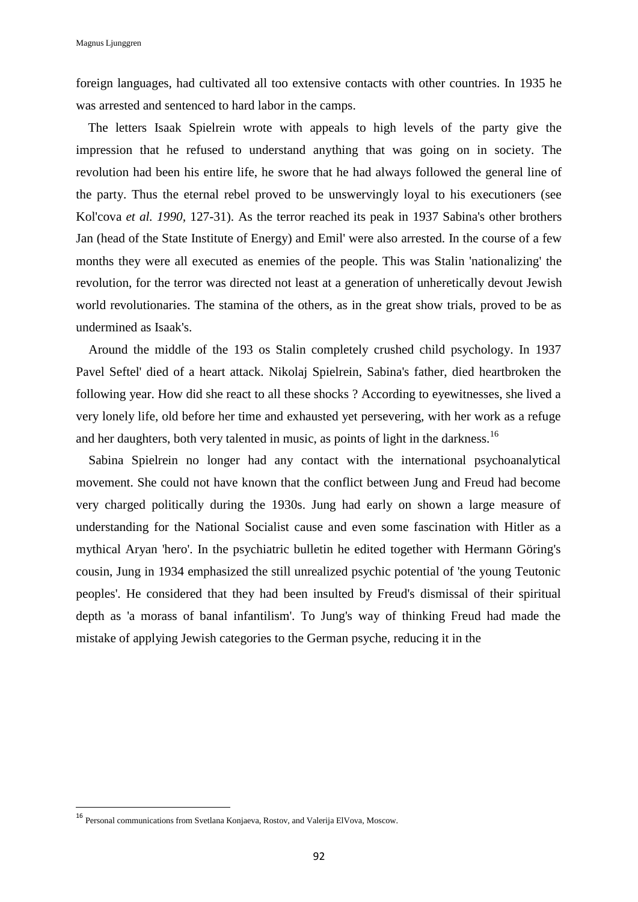foreign languages, had cultivated all too extensive contacts with other countries. In 1935 he was arrested and sentenced to hard labor in the camps.

The letters Isaak Spielrein wrote with appeals to high levels of the party give the impression that he refused to understand anything that was going on in society. The revolution had been his entire life, he swore that he had always followed the general line of the party. Thus the eternal rebel proved to be unswervingly loyal to his executioners (see Kol'cova *et al. 1990*, 127-31). As the terror reached its peak in 1937 Sabina's other brothers Jan (head of the State Institute of Energy) and Emil' were also arrested. In the course of a few months they were all executed as enemies of the people. This was Stalin 'nationalizing' the revolution, for the terror was directed not least at a generation of unheretically devout Jewish world revolutionaries. The stamina of the others, as in the great show trials, proved to be as undermined as Isaak's.

Around the middle of the 193 os Stalin completely crushed child psychology. In 1937 Pavel Seftel' died of a heart attack. Nikolaj Spielrein, Sabina's father, died heartbroken the following year. How did she react to all these shocks ? According to eyewitnesses, she lived a very lonely life, old before her time and exhausted yet persevering, with her work as a refuge and her daughters, both very talented in music, as points of light in the darkness.[16]

Sabina Spielrein no longer had any contact with the international psychoanalytical movement. She could not have known that the conflict between Jung and Freud had become very charged politically during the 1930s. Jung had early on shown a large measure of understanding for the National Socialist cause and even some fascination with Hitler as a mythical Aryan 'hero'. In the psychiatric bulletin he edited together with Hermann Göring's cousin, Jung in 1934 emphasized the still unrealized psychic potential of 'the young Teutonic peoples'. He considered that they had been insulted by Freud's dismissal of their spiritual depth as 'a morass of banal infantilism'. To Jung's way of thinking Freud had made the mistake of applying Jewish categories to the German psyche, reducing it in the

---

[16] Personal communications from Svetlana Konjaeva, Rostov, and Valerija ElVova, Moscow.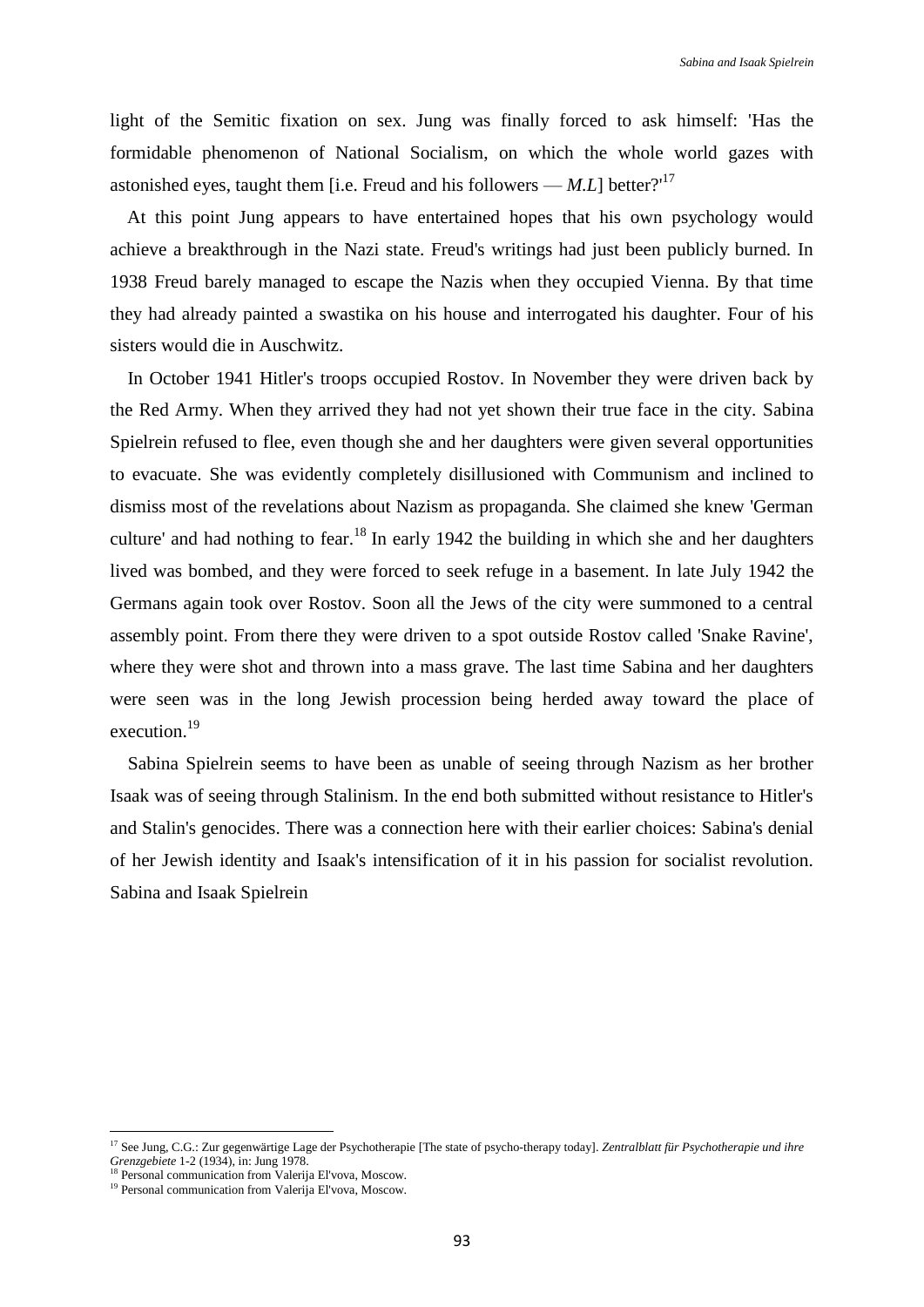light of the Semitic fixation on sex. Jung was finally forced to ask himself: 'Has the formidable phenomenon of National Socialism, on which the whole world gazes with astonished eyes, taught them [i.e. Freud and his followers — *M.L*] better?'[17]

At this point Jung appears to have entertained hopes that his own psychology would achieve a breakthrough in the Nazi state. Freud's writings had just been publicly burned. In 1938 Freud barely managed to escape the Nazis when they occupied Vienna. By that time they had already painted a swastika on his house and interrogated his daughter. Four of his sisters would die in Auschwitz.

In October 1941 Hitler's troops occupied Rostov. In November they were driven back by the Red Army. When they arrived they had not yet shown their true face in the city. Sabina Spielrein refused to flee, even though she and her daughters were given several opportunities to evacuate. She was evidently completely disillusioned with Communism and inclined to dismiss most of the revelations about Nazism as propaganda. She claimed she knew 'German culture' and had nothing to fear.[18] In early 1942 the building in which she and her daughters lived was bombed, and they were forced to seek refuge in a basement. In late July 1942 the Germans again took over Rostov. Soon all the Jews of the city were summoned to a central assembly point. From there they were driven to a spot outside Rostov called 'Snake Ravine', where they were shot and thrown into a mass grave. The last time Sabina and her daughters were seen was in the long Jewish procession being herded away toward the place of execution.[19]

Sabina Spielrein seems to have been as unable of seeing through Nazism as her brother Isaak was of seeing through Stalinism. In the end both submitted without resistance to Hitler's and Stalin's genocides. There was a connection here with their earlier choices: Sabina's denial of her Jewish identity and Isaak's intensification of it in his passion for socialist revolution. Sabina and Isaak Spielrein

---

[17] See Jung, C.G.: Zur gegenwärtige Lage der Psychotherapie [The state of psycho-therapy today]. *Zentralblatt für Psychotherapie und ihre Grenzgebiete* 1-2 (1934), in: Jung 1978.

[18] Personal communication from Valerija El'vova, Moscow.

[19] Personal communication from Valerija El'vova, Moscow.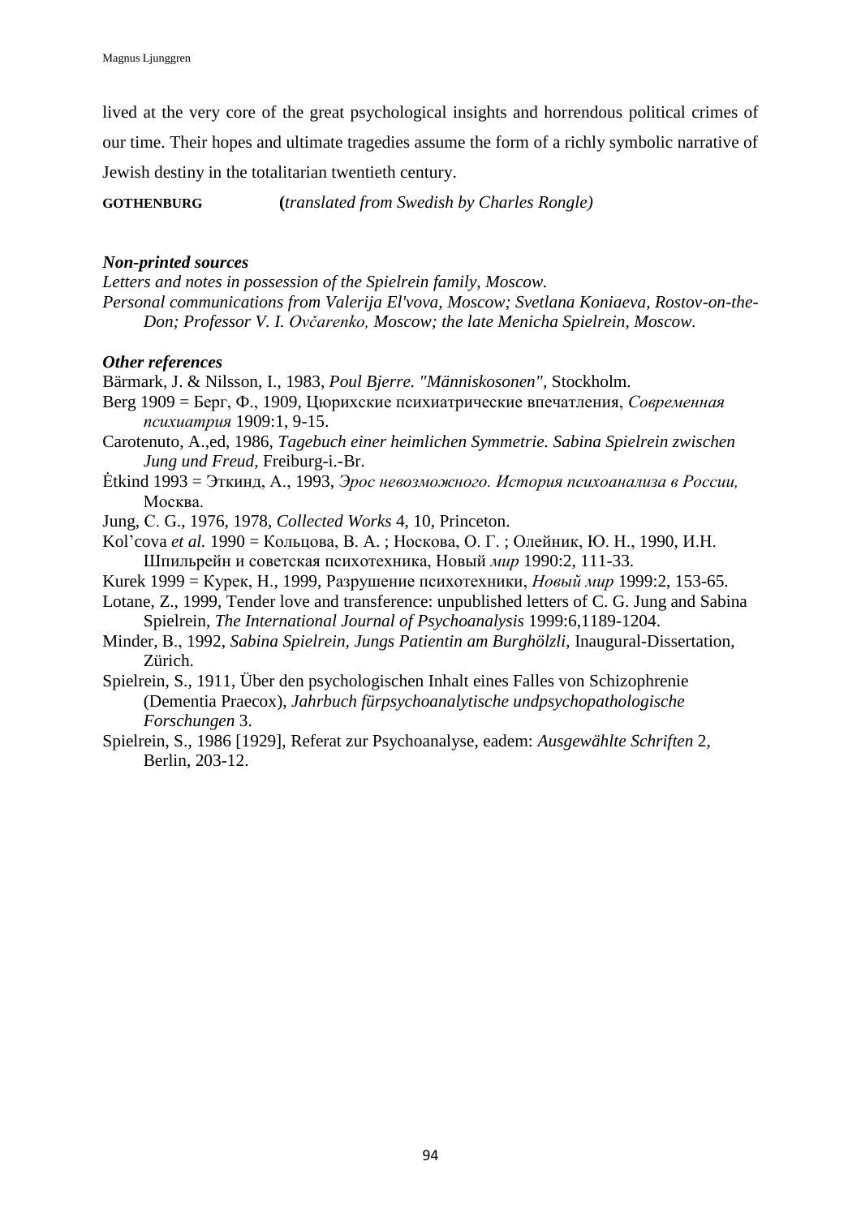lived at the very core of the great psychological insights and horrendous political crimes of our time. Their hopes and ultimate tragedies assume the form of a richly symbolic narrative of Jewish destiny in the totalitarian twentieth century.

**GOTHENBURG** (*translated from Swedish by Charles Rongle)*

### *Non-printed sources*

*Letters and notes in possession of the Spielrein family, Moscow.*

*Personal communications from Valerija El'vova, Moscow; Svetlana Koniaeva, Rostov-on-the-Don; Professor V. I. Ovčarenko, Moscow; the late Menicha Spielrein, Moscow.*

### *Other references*

Bärmark, J. & Nilsson, I., 1983, *Poul Bjerre. "Människosonen"*, Stockholm.

Berg 1909 = Берг, Ф., 1909, Цюрихские психиатрические впечатления, *Современная психиатрия* 1909:1, 9-15.

Carotenuto, A.,ed, 1986, *Tagebuch einer heimlichen Symmetrie. Sabina Spielrein zwischen Jung und Freud*, Freiburg-i.-Br.

Ėtkind 1993 = Эткинд, А., 1993, *Эрос невозможного. История психоанализа в России,* Москва.

Jung, C. G., 1976, 1978, *Collected Works* 4, 10, Princeton.

Kol'cova *et al.* 1990 = Кольцова, В. А. ; Носкова, О. Г. ; Олейник, Ю. Н., 1990, И.Н. Шпильрейн и советская психотехника, Новый *мир* 1990:2, 111-33.

Kurek 1999 = Курек, Н., 1999, Разрушение психотехники, *Новый мир* 1999:2, 153-65.

Lotane, Z., 1999, Tender love and transference: unpublished letters of C. G. Jung and Sabina Spielrein, *The International Journal of Psychoanalysis* 1999:6,1189-1204.

Minder, B., 1992, *Sabina Spielrein, Jungs Patientin am Burghölzli*, Inaugural-Dissertation, Zürich.

Spielrein, S., 1911, Über den psychologischen Inhalt eines Falles von Schizophrenie (Dementia Praecox), *Jahrbuch fürpsychoanalytische undpsychopathologische Forschungen* 3.

Spielrein, S., 1986 [1929], Referat zur Psychoanalyse, eadem: *Ausgewählte Schriften* 2, Berlin, 203-12.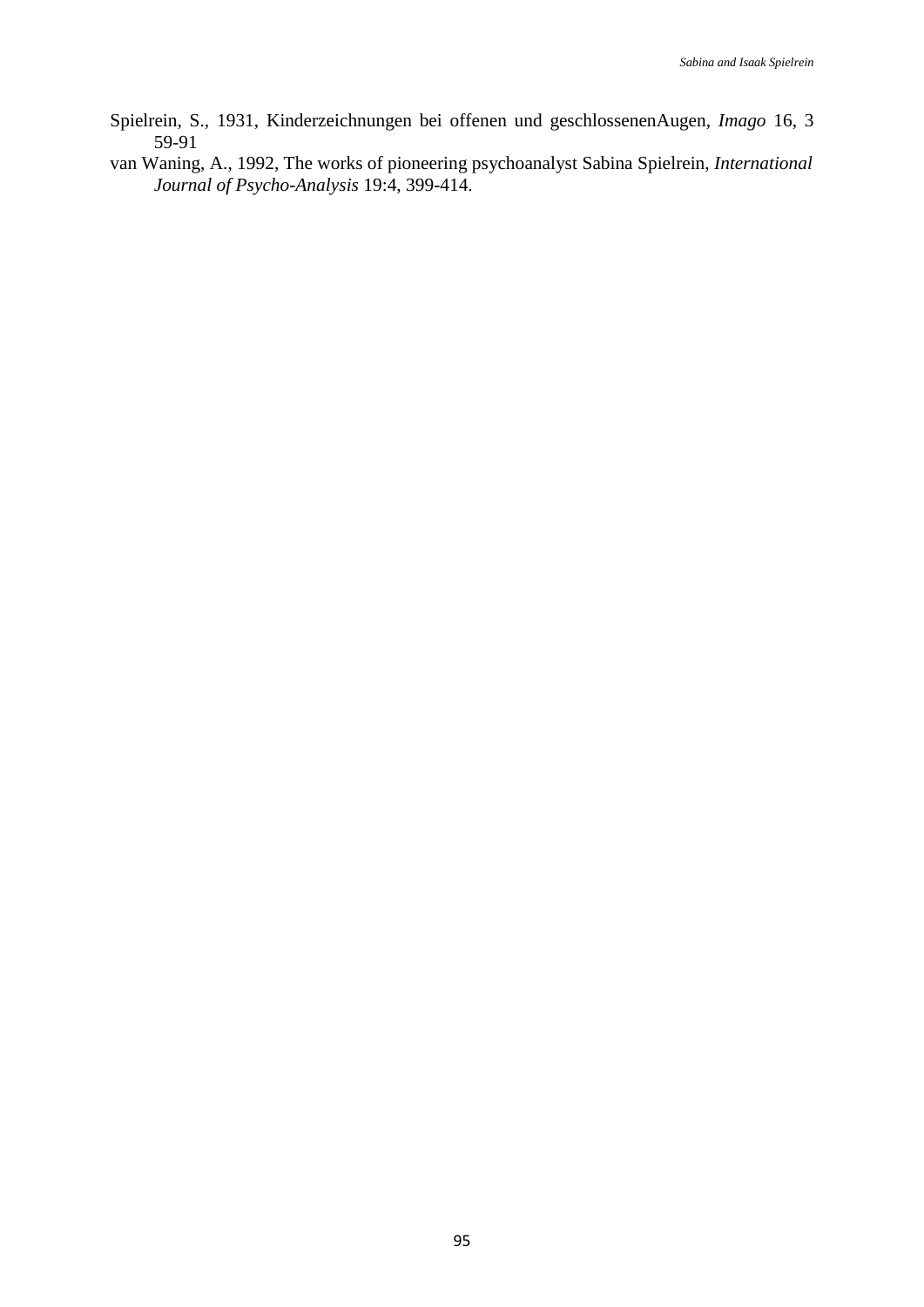Spielrein, S., 1931, Kinderzeichnungen bei offenen und geschlossenenAugen, *Imago* 16, 3 59-91

van Waning, A., 1992, The works of pioneering psychoanalyst Sabina Spielrein, *International Journal of Psycho-Analysis* 19:4, 399-414.